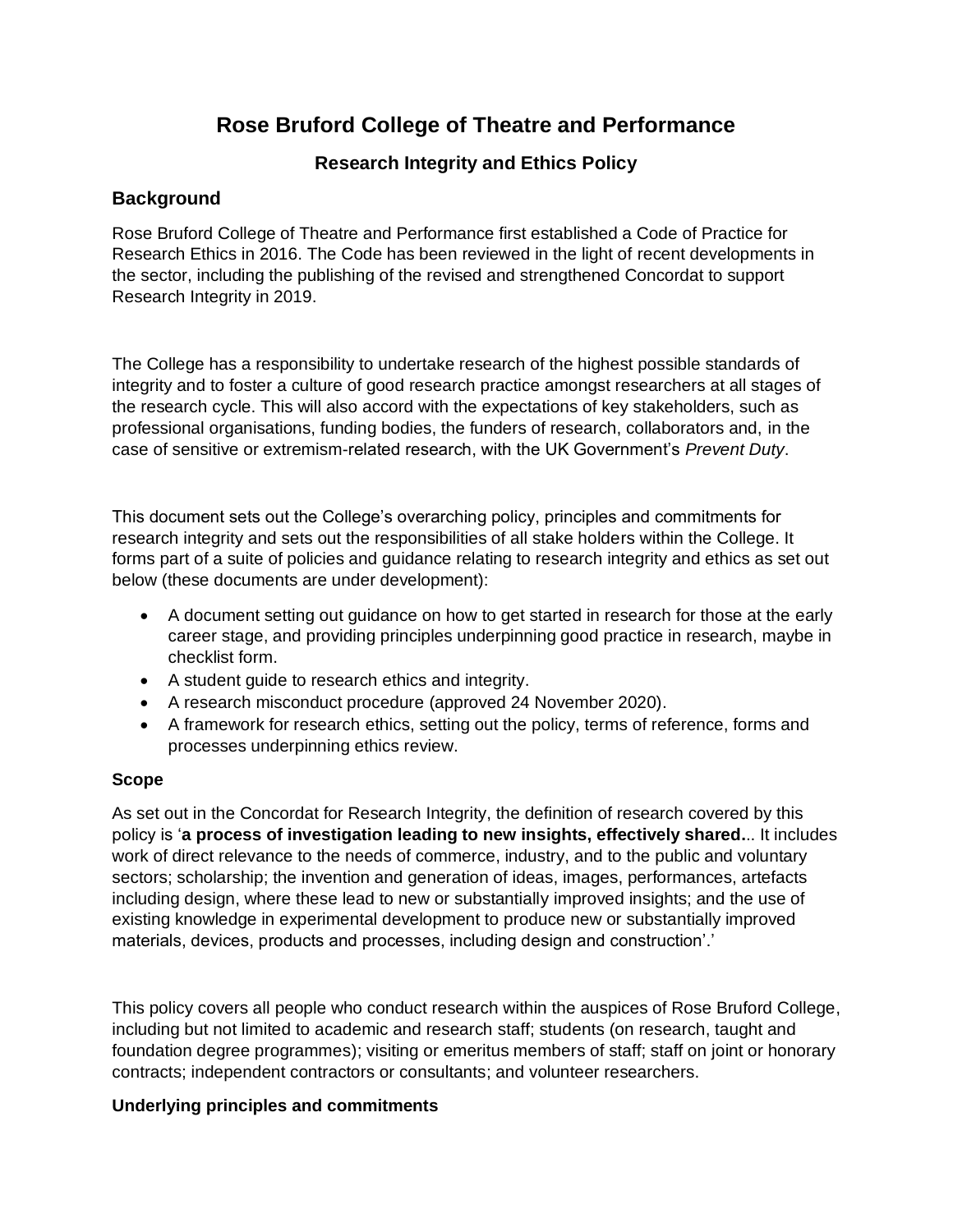# Rose Bruford College of Theatre and Performance

## Research Integrity and Ethics Policy

## Background

Rose Bruford College of Theatre and Performance first established a Code of Practice for Research Ethics in 2016. The Code has been reviewed in the light of recent developments in the sector, including the publishing of the revised and strengthened Concordat to support Research Integrity in 2019.

The College has a responsibility to undertake research of the highest possible standards of integrity and to foster a culture of good research practice amongst researchers at all stages of the research cycle. This will also accord with the expectations of key stakeholders, such as professional organisations, funding bodies, the funders of research, collaborators and, in the case of sensitive or extremism-related research, with the UK Government's *Prevent Duty*.

This document sets out the College's overarching policy, principles and commitments for research integrity and sets out the responsibilities of all stake holders within the College. It forms part of a suite of policies and guidance relating to research integrity and ethics as set out below (these documents are under development):

- A document setting out guidance on how to get started in research for those at the early career stage, and providing principles underpinning good practice in research, maybe in checklist form.
- A student guide to research ethics and integrity.
- A research misconduct procedure (approved 24 November 2020).
- A framework for research ethics, setting out the policy, terms of reference, forms and processes underpinning ethics review.

### Scope

As set out in the Concordat for Research Integrity, the definition of research covered by this policy is '**a process of investigation leading to new insights, effectively shared**... It includes work of direct relevance to the needs of commerce, industry, and to the public and voluntary sectors; scholarship; the invention and generation of ideas, images, performances, artefacts including design, where these lead to new or substantially improved insights; and the use of existing knowledge in experimental development to produce new or substantially improved materials, devices, products and processes, including design and construction'.'

This policy covers all people who conduct research within the auspices of Rose Bruford College, including but not limited to academic and research staff; students (on research, taught and foundation degree programmes); visiting or emeritus members of staff; staff on joint or honorary contracts; independent contractors or consultants; and volunteer researchers.

### Underlying principles and commitments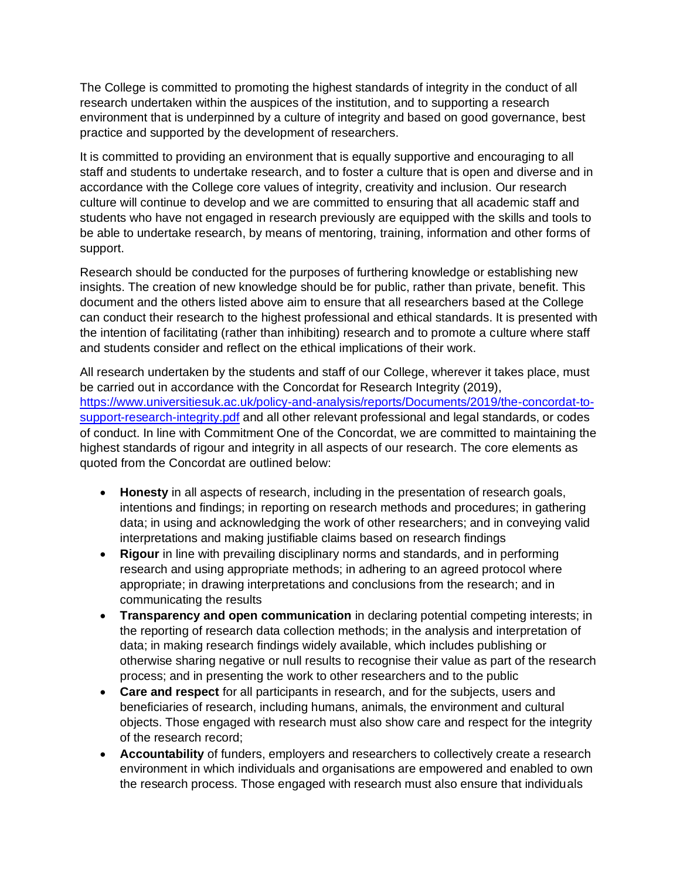The College is committed to promoting the highest standards of integrity in the conduct of all research undertaken within the auspices of the institution, and to supporting a research environment that is underpinned by a culture of integrity and based on good governance, best practice and supported by the development of researchers.

It is committed to providing an environment that is equally supportive and encouraging to all staff and students to undertake research, and to foster a culture that is open and diverse and in accordance with the College core values of integrity, creativity and inclusion. Our research culture will continue to develop and we are committed to ensuring that all academic staff and students who have not engaged in research previously are equipped with the skills and tools to be able to undertake research, by means of mentoring, training, information and other forms of support.

Research should be conducted for the purposes of furthering knowledge or establishing new insights. The creation of new knowledge should be for public, rather than private, benefit. This document and the others listed above aim to ensure that all researchers based at the College can conduct their research to the highest professional and ethical standards. It is presented with the intention of facilitating (rather than inhibiting) research and to promote a culture where staff and students consider and reflect on the ethical implications of their work.

All research undertaken by the students and staff of our College, wherever it takes place, must be carried out in accordance with the Concordat for Research Integrity (2019), [https://www.universitiesuk.ac.uk/policy-and-analysis/reports/Documents/2019/the-concordat-to-support-research-integrity.pdf](https://www.universitiesuk.ac.uk/policy-and-analysis/reports/Documents/2019/the-concordat-to-support-research-integrity.pdf) and all other relevant professional and legal standards, or codes of conduct. In line with Commitment One of the Concordat, we are committed to maintaining the highest standards of rigour and integrity in all aspects of our research. The core elements as quoted from the Concordat are outlined below:

- **Honesty** in all aspects of research, including in the presentation of research goals, intentions and findings; in reporting on research methods and procedures; in gathering data; in using and acknowledging the work of other researchers; and in conveying valid interpretations and making justifiable claims based on research findings
- **Rigour** in line with prevailing disciplinary norms and standards, and in performing research and using appropriate methods; in adhering to an agreed protocol where appropriate; in drawing interpretations and conclusions from the research; and in communicating the results
- **Transparency and open communication** in declaring potential competing interests; in the reporting of research data collection methods; in the analysis and interpretation of data; in making research findings widely available, which includes publishing or otherwise sharing negative or null results to recognise their value as part of the research process; and in presenting the work to other researchers and to the public
- **Care and respect** for all participants in research, and for the subjects, users and beneficiaries of research, including humans, animals, the environment and cultural objects. Those engaged with research must also show care and respect for the integrity of the research record;
- **Accountability** of funders, employers and researchers to collectively create a research environment in which individuals and organisations are empowered and enabled to own the research process. Those engaged with research must also ensure that individuals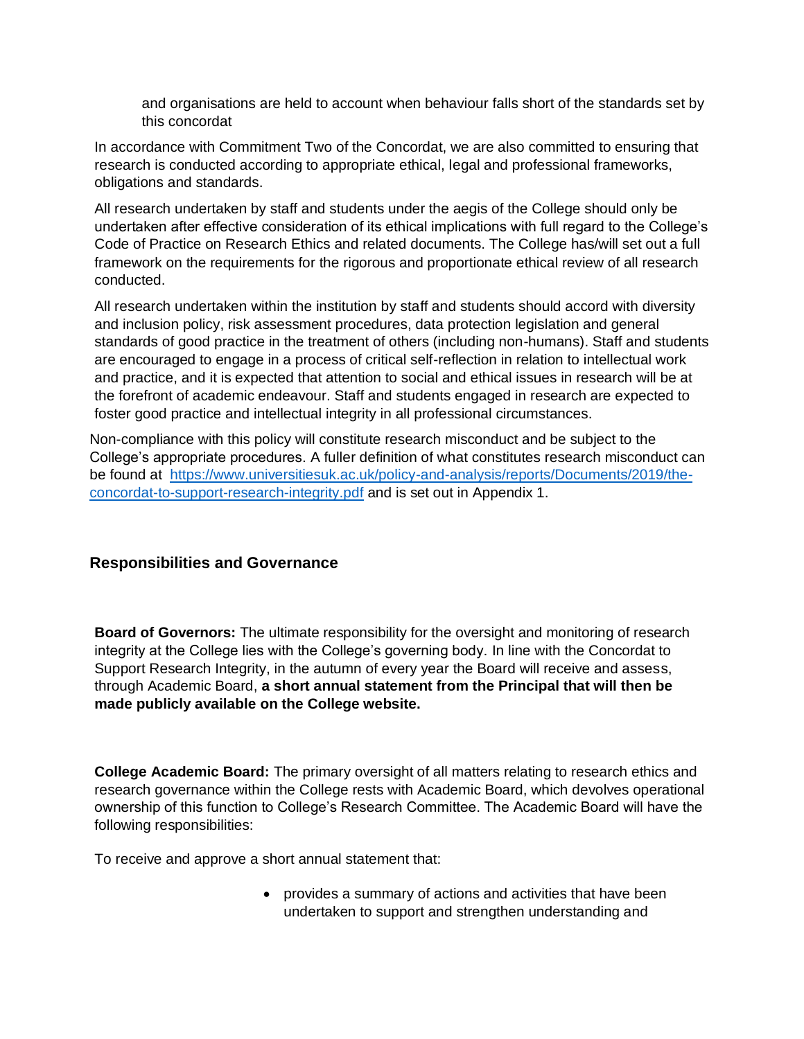and organisations are held to account when behaviour falls short of the standards set by this concordat

In accordance with Commitment Two of the Concordat, we are also committed to ensuring that research is conducted according to appropriate ethical, legal and professional frameworks, obligations and standards.

All research undertaken by staff and students under the aegis of the College should only be undertaken after effective consideration of its ethical implications with full regard to the College's Code of Practice on Research Ethics and related documents. The College has/will set out a full framework on the requirements for the rigorous and proportionate ethical review of all research conducted.

All research undertaken within the institution by staff and students should accord with diversity and inclusion policy, risk assessment procedures, data protection legislation and general standards of good practice in the treatment of others (including non-humans). Staff and students are encouraged to engage in a process of critical self-reflection in relation to intellectual work and practice, and it is expected that attention to social and ethical issues in research will be at the forefront of academic endeavour. Staff and students engaged in research are expected to foster good practice and intellectual integrity in all professional circumstances.

Non-compliance with this policy will constitute research misconduct and be subject to the College's appropriate procedures. A fuller definition of what constitutes research misconduct can be found at [https://www.universitiesuk.ac.uk/policy-and-analysis/reports/Documents/2019/the-concordat-to-support-research-integrity.pdf](https://www.universitiesuk.ac.uk/policy-and-analysis/reports/Documents/2019/the-concordat-to-support-research-integrity.pdf) and is set out in Appendix 1.

## Responsibilities and Governance

**Board of Governors:** The ultimate responsibility for the oversight and monitoring of research integrity at the College lies with the College's governing body. In line with the Concordat to Support Research Integrity, in the autumn of every year the Board will receive and assess, through Academic Board, **a short annual statement from the Principal that will then be made publicly available on the College website.**

**College Academic Board:** The primary oversight of all matters relating to research ethics and research governance within the College rests with Academic Board, which devolves operational ownership of this function to College's Research Committee. The Academic Board will have the following responsibilities:

To receive and approve a short annual statement that:

- provides a summary of actions and activities that have been undertaken to support and strengthen understanding and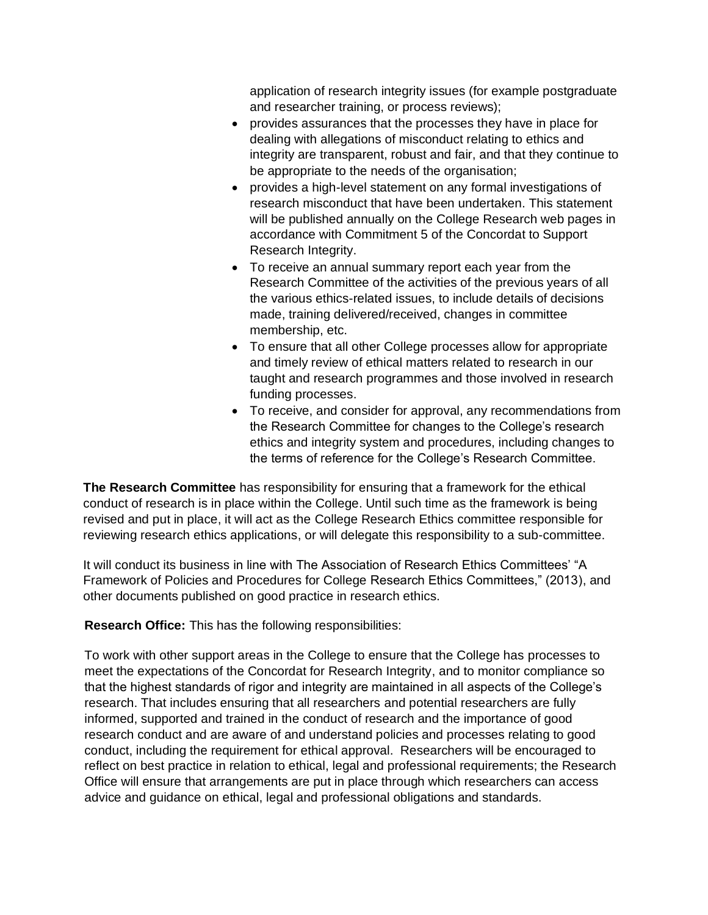application of research integrity issues (for example postgraduate and researcher training, or process reviews);

- provides assurances that the processes they have in place for dealing with allegations of misconduct relating to ethics and integrity are transparent, robust and fair, and that they continue to be appropriate to the needs of the organisation;
- provides a high-level statement on any formal investigations of research misconduct that have been undertaken. This statement will be published annually on the College Research web pages in accordance with Commitment 5 of the Concordat to Support Research Integrity.
- To receive an annual summary report each year from the Research Committee of the activities of the previous years of all the various ethics-related issues, to include details of decisions made, training delivered/received, changes in committee membership, etc.
- To ensure that all other College processes allow for appropriate and timely review of ethical matters related to research in our taught and research programmes and those involved in research funding processes.
- To receive, and consider for approval, any recommendations from the Research Committee for changes to the College's research ethics and integrity system and procedures, including changes to the terms of reference for the College's Research Committee.

**The Research Committee** has responsibility for ensuring that a framework for the ethical conduct of research is in place within the College. Until such time as the framework is being revised and put in place, it will act as the College Research Ethics committee responsible for reviewing research ethics applications, or will delegate this responsibility to a sub-committee.

It will conduct its business in line with The Association of Research Ethics Committees' "A Framework of Policies and Procedures for College Research Ethics Committees," (2013), and other documents published on good practice in research ethics.

**Research Office:** This has the following responsibilities:

To work with other support areas in the College to ensure that the College has processes to meet the expectations of the Concordat for Research Integrity, and to monitor compliance so that the highest standards of rigor and integrity are maintained in all aspects of the College's research. That includes ensuring that all researchers and potential researchers are fully informed, supported and trained in the conduct of research and the importance of good research conduct and are aware of and understand policies and processes relating to good conduct, including the requirement for ethical approval. Researchers will be encouraged to reflect on best practice in relation to ethical, legal and professional requirements; the Research Office will ensure that arrangements are put in place through which researchers can access advice and guidance on ethical, legal and professional obligations and standards.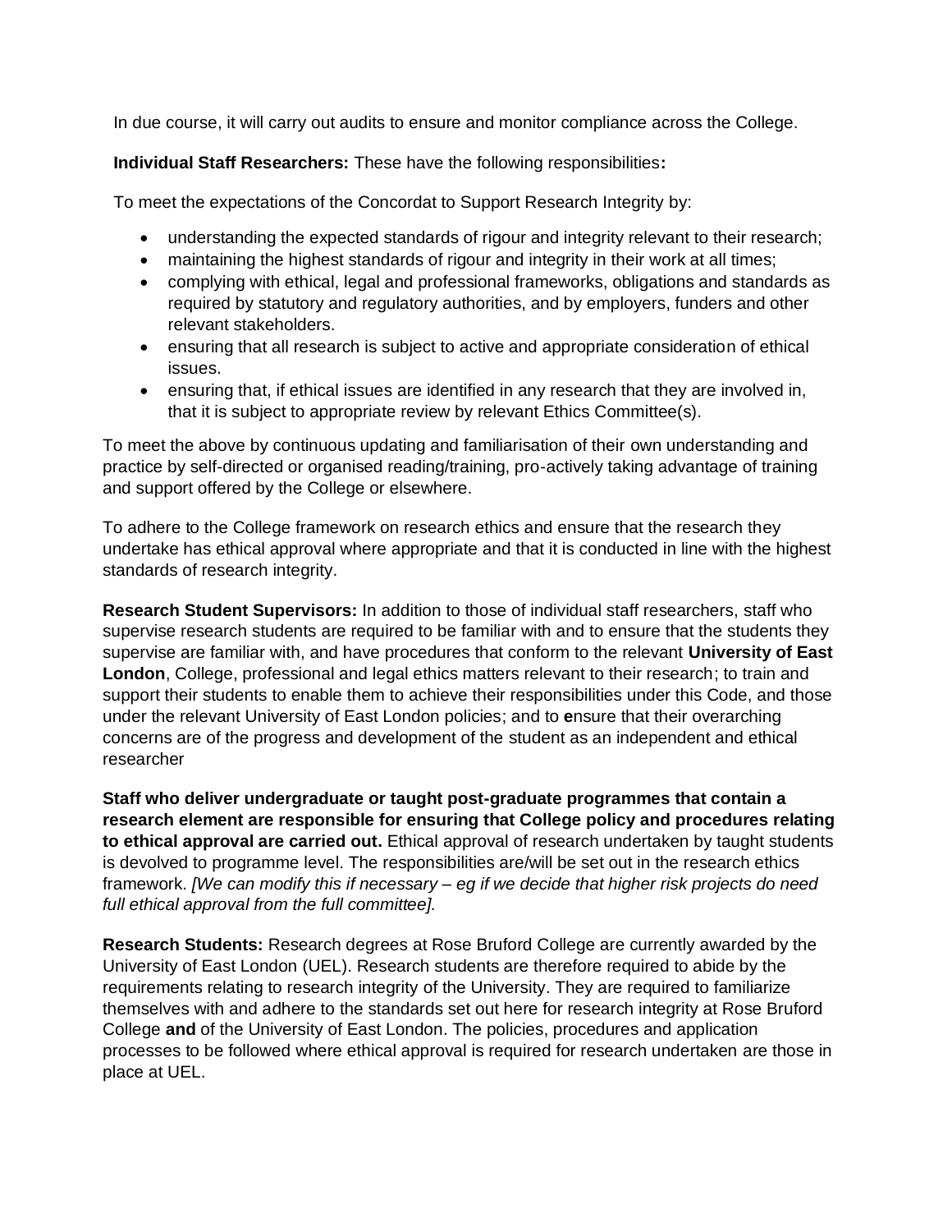In due course, it will carry out audits to ensure and monitor compliance across the College.

**Individual Staff Researchers:** These have the following responsibilities**:**

To meet the expectations of the Concordat to Support Research Integrity by:

- understanding the expected standards of rigour and integrity relevant to their research;
- maintaining the highest standards of rigour and integrity in their work at all times;
- complying with ethical, legal and professional frameworks, obligations and standards as required by statutory and regulatory authorities, and by employers, funders and other relevant stakeholders.
- ensuring that all research is subject to active and appropriate consideration of ethical issues.
- ensuring that, if ethical issues are identified in any research that they are involved in, that it is subject to appropriate review by relevant Ethics Committee(s).

To meet the above by continuous updating and familiarisation of their own understanding and practice by self-directed or organised reading/training, pro-actively taking advantage of training and support offered by the College or elsewhere.

To adhere to the College framework on research ethics and ensure that the research they undertake has ethical approval where appropriate and that it is conducted in line with the highest standards of research integrity.

**Research Student Supervisors:** In addition to those of individual staff researchers, staff who supervise research students are required to be familiar with and to ensure that the students they supervise are familiar with, and have procedures that conform to the relevant **University of East London**, College, professional and legal ethics matters relevant to their research; to train and support their students to enable them to achieve their responsibilities under this Code, and those under the relevant University of East London policies; and to **e**nsure that their overarching concerns are of the progress and development of the student as an independent and ethical researcher

**Staff who deliver undergraduate or taught post-graduate programmes that contain a research element are responsible for ensuring that College policy and procedures relating to ethical approval are carried out.** Ethical approval of research undertaken by taught students is devolved to programme level. The responsibilities are/will be set out in the research ethics framework. *[We can modify this if necessary – eg if we decide that higher risk projects do need full ethical approval from the full committee].*

**Research Students:** Research degrees at Rose Bruford College are currently awarded by the University of East London (UEL). Research students are therefore required to abide by the requirements relating to research integrity of the University. They are required to familiarize themselves with and adhere to the standards set out here for research integrity at Rose Bruford College **and** of the University of East London. The policies, procedures and application processes to be followed where ethical approval is required for research undertaken are those in place at UEL.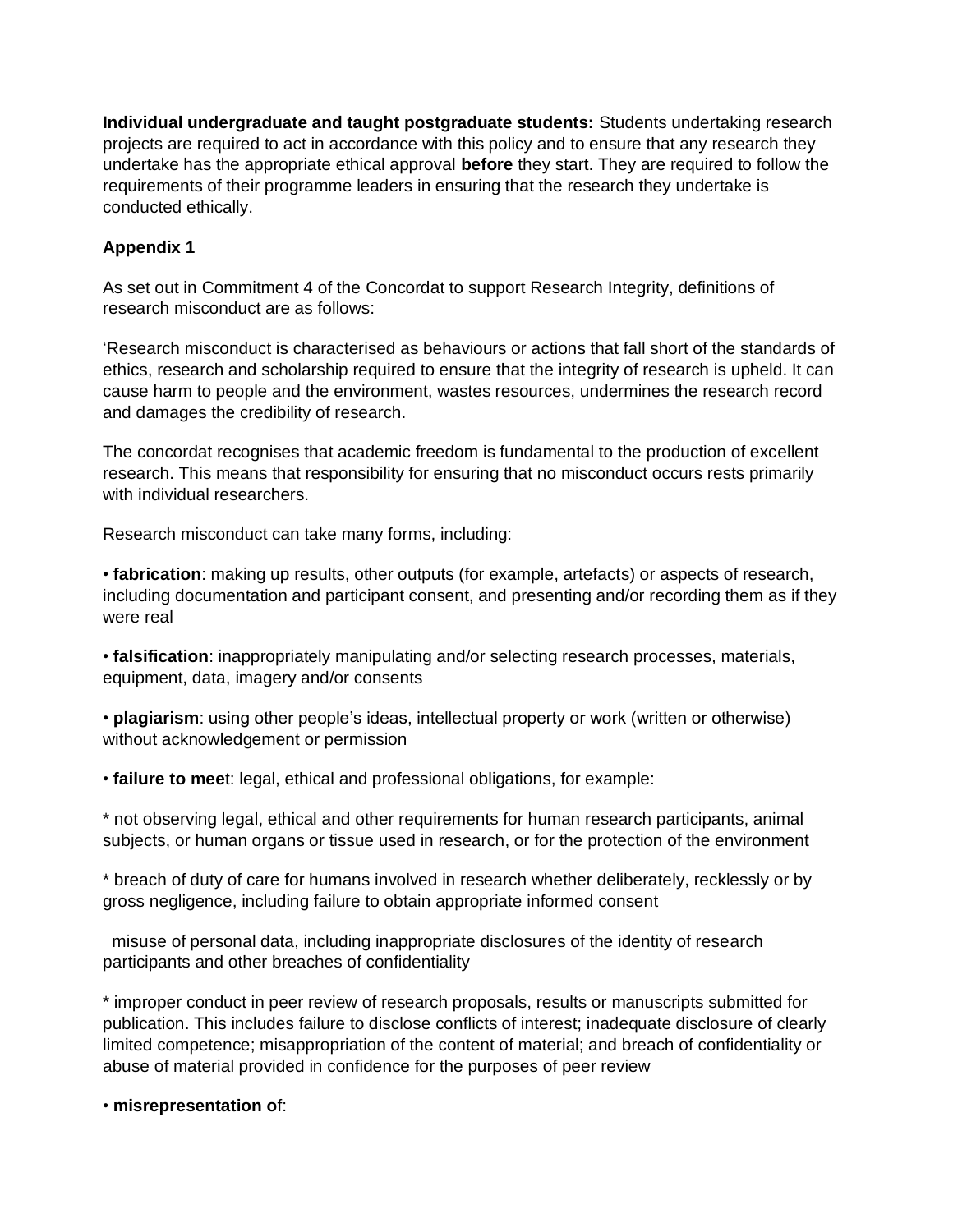**Individual undergraduate and taught postgraduate students:** Students undertaking research projects are required to act in accordance with this policy and to ensure that any research they undertake has the appropriate ethical approval **before** they start. They are required to follow the requirements of their programme leaders in ensuring that the research they undertake is conducted ethically.

**Appendix 1**

As set out in Commitment 4 of the Concordat to support Research Integrity, definitions of research misconduct are as follows:

'Research misconduct is characterised as behaviours or actions that fall short of the standards of ethics, research and scholarship required to ensure that the integrity of research is upheld. It can cause harm to people and the environment, wastes resources, undermines the research record and damages the credibility of research.

The concordat recognises that academic freedom is fundamental to the production of excellent research. This means that responsibility for ensuring that no misconduct occurs rests primarily with individual researchers.

Research misconduct can take many forms, including:

• **fabrication**: making up results, other outputs (for example, artefacts) or aspects of research, including documentation and participant consent, and presenting and/or recording them as if they were real

• **falsification**: inappropriately manipulating and/or selecting research processes, materials, equipment, data, imagery and/or consents

• **plagiarism**: using other people's ideas, intellectual property or work (written or otherwise) without acknowledgement or permission

• **failure to mee**t: legal, ethical and professional obligations, for example:

* not observing legal, ethical and other requirements for human research participants, animal subjects, or human organs or tissue used in research, or for the protection of the environment

* breach of duty of care for humans involved in research whether deliberately, recklessly or by gross negligence, including failure to obtain appropriate informed consent

misuse of personal data, including inappropriate disclosures of the identity of research participants and other breaches of confidentiality

* improper conduct in peer review of research proposals, results or manuscripts submitted for publication. This includes failure to disclose conflicts of interest; inadequate disclosure of clearly limited competence; misappropriation of the content of material; and breach of confidentiality or abuse of material provided in confidence for the purposes of peer review

• **misrepresentation o**f: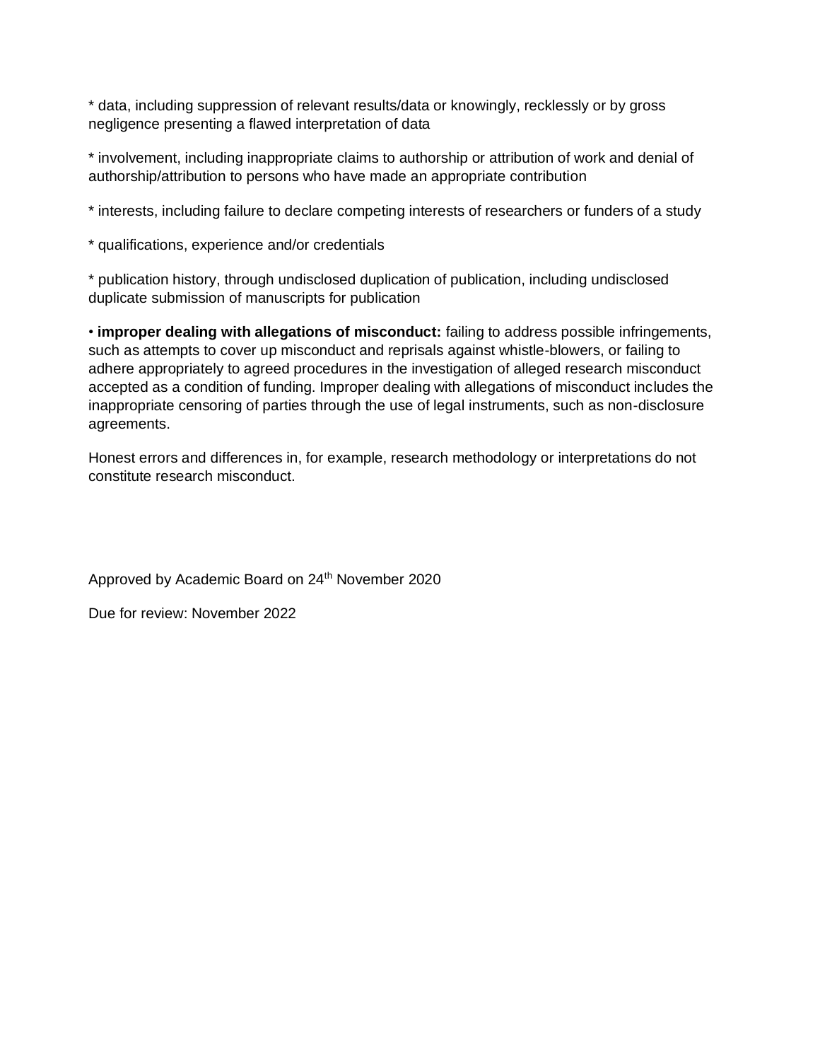* data, including suppression of relevant results/data or knowingly, recklessly or by gross negligence presenting a flawed interpretation of data

* involvement, including inappropriate claims to authorship or attribution of work and denial of authorship/attribution to persons who have made an appropriate contribution

* interests, including failure to declare competing interests of researchers or funders of a study

* qualifications, experience and/or credentials

* publication history, through undisclosed duplication of publication, including undisclosed duplicate submission of manuscripts for publication

• **improper dealing with allegations of misconduct:** failing to address possible infringements, such as attempts to cover up misconduct and reprisals against whistle-blowers, or failing to adhere appropriately to agreed procedures in the investigation of alleged research misconduct accepted as a condition of funding. Improper dealing with allegations of misconduct includes the inappropriate censoring of parties through the use of legal instruments, such as non-disclosure agreements.

Honest errors and differences in, for example, research methodology or interpretations do not constitute research misconduct.

Approved by Academic Board on 24th November 2020

Due for review: November 2022